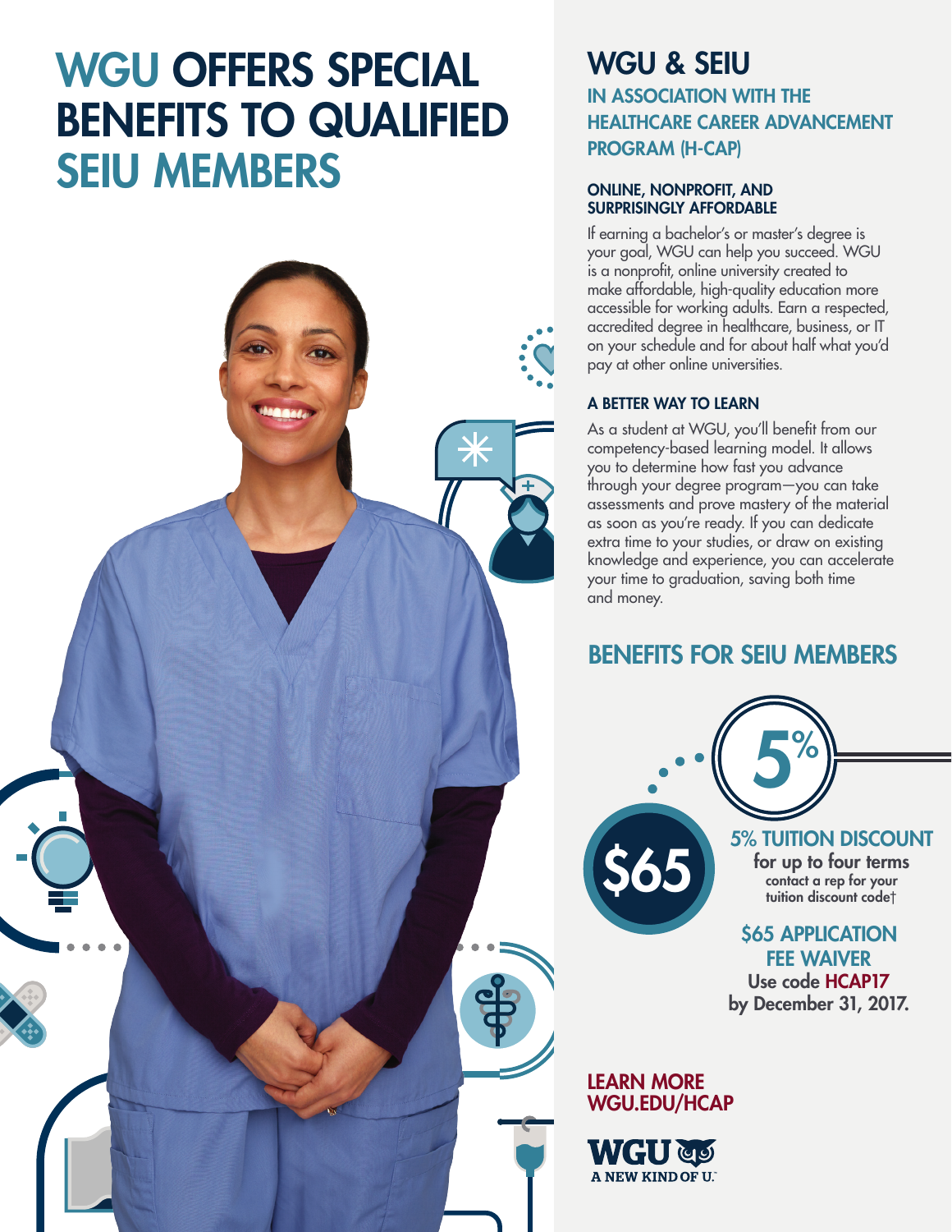# WGU OFFERS SPECIAL BENEFITS TO QUALIFIED SEIU MEMBERS

## WGU & SEIU

### IN ASSOCIATION WITH THE HEALTHCARE CAREER ADVANCEMENT PROGRAM (H-CAP)

#### ONLINE, NONPROFIT, AND SURPRISINGLY AFFORDABLE

If earning a bachelor's or master's degree is your goal, WGU can help you succeed. WGU is a nonprofit, online university created to make affordable, high-quality education more accessible for working adults. Earn a respected, accredited degree in healthcare, business, or IT on your schedule and for about half what you'd pay at other online universities.

#### A BETTER WAY TO LEARN

As a student at WGU, you'll benefit from our competency-based learning model. It allows you to determine how fast you advance through your degree program—you can take assessments and prove mastery of the material as soon as you're ready. If you can dedicate extra time to your studies, or draw on existing knowledge and experience, you can accelerate your time to graduation, saving both time and money.

## BENEFITS FOR SEIU MEMBERS

5%

**5% TUITION DISCOUNT**
for up to four terms
contact a rep for your tuition discount code†

$65

**$65 APPLICATION FEE WAIVER**
Use code HCAP17
by December 31, 2017.

**LEARN MORE**
**WGU.EDU/HCAP**

WGU
A NEW KIND OF U.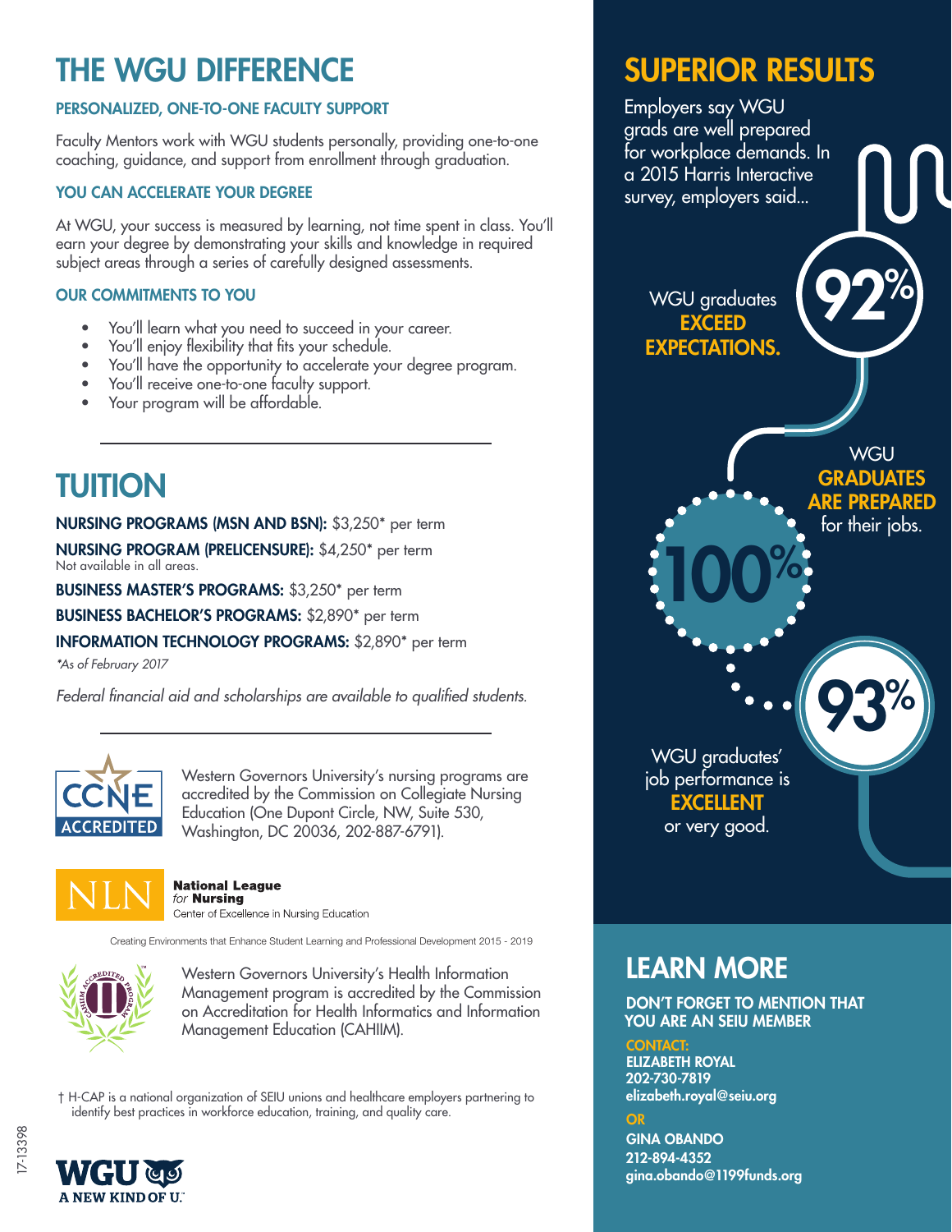# THE WGU DIFFERENCE

### PERSONALIZED, ONE-TO-ONE FACULTY SUPPORT

Faculty Mentors work with WGU students personally, providing one-to-one coaching, guidance, and support from enrollment through graduation.

### YOU CAN ACCELERATE YOUR DEGREE

At WGU, your success is measured by learning, not time spent in class. You'll earn your degree by demonstrating your skills and knowledge in required subject areas through a series of carefully designed assessments.

### OUR COMMITMENTS TO YOU

- You'll learn what you need to succeed in your career.
- You'll enjoy flexibility that fits your schedule.
- You'll have the opportunity to accelerate your degree program.
- You'll receive one-to-one faculty support.
- Your program will be affordable.

# TUITION

**NURSING PROGRAMS (MSN AND BSN):** $3,250* per term

**NURSING PROGRAM (PRELICENSURE):** $4,250* per term
Not available in all areas.

**BUSINESS MASTER'S PROGRAMS:** $3,250* per term

**BUSINESS BACHELOR'S PROGRAMS:** $2,890* per term

**INFORMATION TECHNOLOGY PROGRAMS:** $2,890* per term

*\*As of February 2017*

*Federal financial aid and scholarships are available to qualified students.*

CCNE ACCREDITED

Western Governors University's nursing programs are accredited by the Commission on Collegiate Nursing Education (One Dupont Circle, NW, Suite 530, Washington, DC 20036, 202-887-6791).

NLN **National League** *for* **Nursing**
Center of Excellence in Nursing Education

Creating Environments that Enhance Student Learning and Professional Development 2015 - 2019

Western Governors University's Health Information Management program is accredited by the Commission on Accreditation for Health Informatics and Information Management Education (CAHIIM).

† H-CAP is a national organization of SEIU unions and healthcare employers partnering to identify best practices in workforce education, training, and quality care.

17-13398

WGU
A NEW KIND OF U.

# SUPERIOR RESULTS

Employers say WGU grads are well prepared for workplace demands. In a 2015 Harris Interactive survey, employers said...

92%

WGU graduates **EXCEED EXPECTATIONS.**

100%

WGU **GRADUATES ARE PREPARED** for their jobs.

93%

WGU graduates' job performance is **EXCELLENT** or very good.

# LEARN MORE

### DON'T FORGET TO MENTION THAT YOU ARE AN SEIU MEMBER

**CONTACT:**
**ELIZABETH ROYAL**
**202-730-7819**
**elizabeth.royal@seiu.org**

**OR**

**GINA OBANDO**
**212-894-4352**
**gina.obando@1199funds.org**